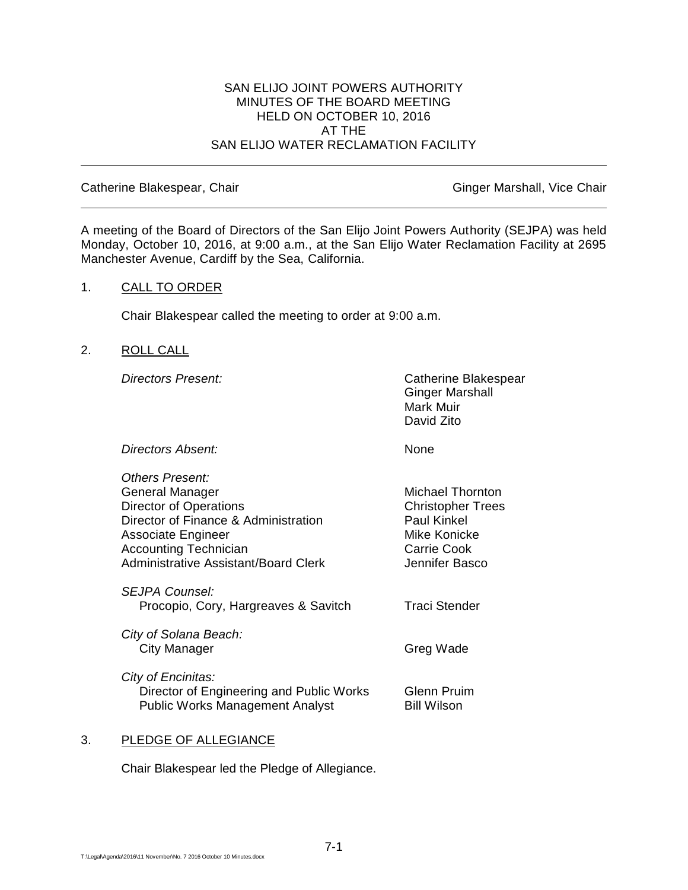# SAN ELIJO JOINT POWERS AUTHORITY
## MINUTES OF THE BOARD MEETING
## HELD ON OCTOBER 10, 2016
## AT THE
## SAN ELIJO WATER RECLAMATION FACILITY

---

Catherine Blakespear, Chair | Ginger Marshall, Vice Chair

---

A meeting of the Board of Directors of the San Elijo Joint Powers Authority (SEJPA) was held Monday, October 10, 2016, at 9:00 a.m., at the San Elijo Water Reclamation Facility at 2695 Manchester Avenue, Cardiff by the Sea, California.

1. CALL TO ORDER

   Chair Blakespear called the meeting to order at 9:00 a.m.

2. ROLL CALL

   *Directors Present:*
   - Catherine Blakespear
   - Ginger Marshall
   - Mark Muir
   - David Zito

   *Directors Absent:* None

   *Others Present:*

   | | |
   |---|---|
   | General Manager | Michael Thornton |
   | Director of Operations | Christopher Trees |
   | Director of Finance & Administration | Paul Kinkel |
   | Associate Engineer | Mike Konicke |
   | Accounting Technician | Carrie Cook |
   | Administrative Assistant/Board Clerk | Jennifer Basco |

   *SEJPA Counsel:*
   Procopio, Cory, Hargreaves & Savitch — Traci Stender

   *City of Solana Beach:*
   City Manager — Greg Wade

   *City of Encinitas:*
   Director of Engineering and Public Works — Glenn Pruim
   Public Works Management Analyst — Bill Wilson

3. PLEDGE OF ALLEGIANCE

   Chair Blakespear led the Pledge of Allegiance.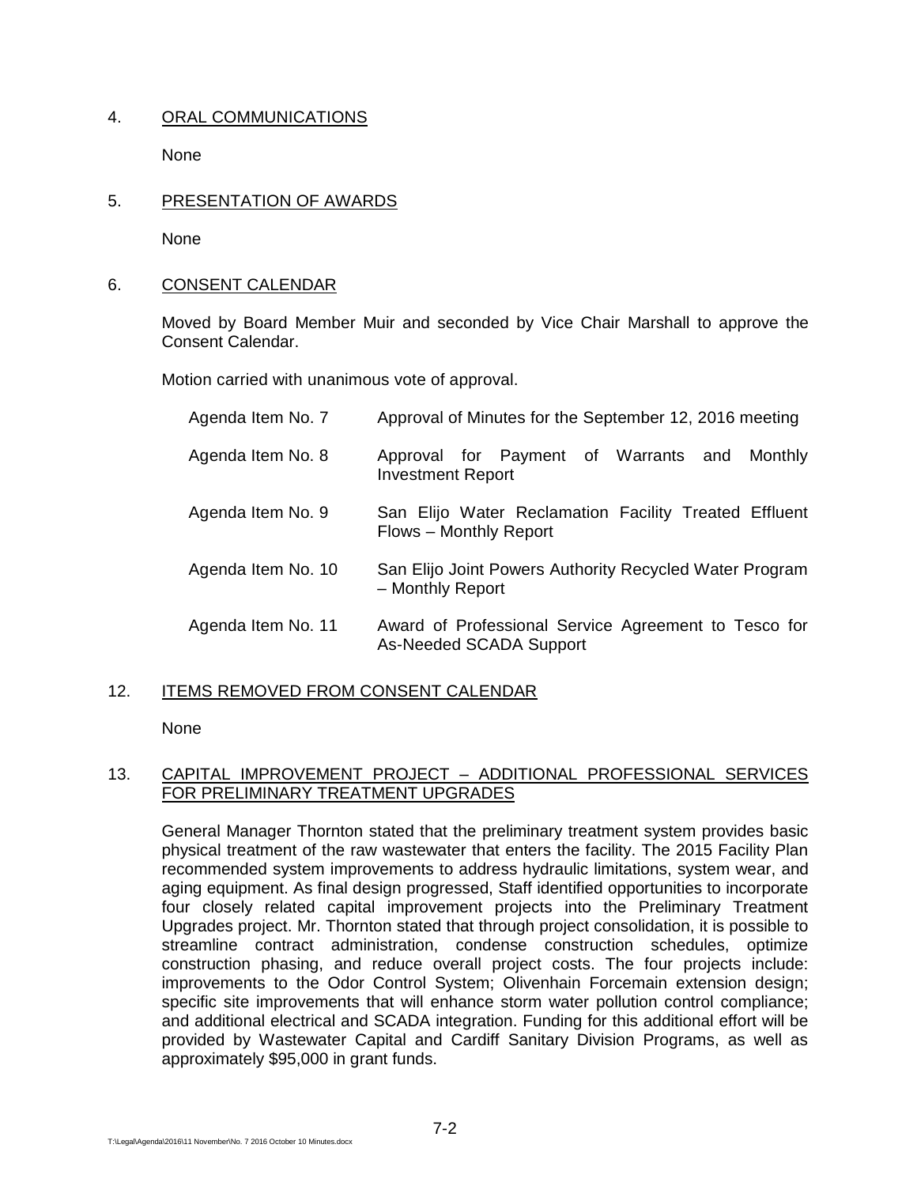4. ORAL COMMUNICATIONS

None

5. PRESENTATION OF AWARDS

None

6. CONSENT CALENDAR

Moved by Board Member Muir and seconded by Vice Chair Marshall to approve the Consent Calendar.

Motion carried with unanimous vote of approval.

| | |
|---|---|
| Agenda Item No. 7 | Approval of Minutes for the September 12, 2016 meeting |
| Agenda Item No. 8 | Approval for Payment of Warrants and Monthly Investment Report |
| Agenda Item No. 9 | San Elijo Water Reclamation Facility Treated Effluent Flows – Monthly Report |
| Agenda Item No. 10 | San Elijo Joint Powers Authority Recycled Water Program – Monthly Report |
| Agenda Item No. 11 | Award of Professional Service Agreement to Tesco for As-Needed SCADA Support |

12. ITEMS REMOVED FROM CONSENT CALENDAR

None

13. CAPITAL IMPROVEMENT PROJECT – ADDITIONAL PROFESSIONAL SERVICES FOR PRELIMINARY TREATMENT UPGRADES

General Manager Thornton stated that the preliminary treatment system provides basic physical treatment of the raw wastewater that enters the facility. The 2015 Facility Plan recommended system improvements to address hydraulic limitations, system wear, and aging equipment. As final design progressed, Staff identified opportunities to incorporate four closely related capital improvement projects into the Preliminary Treatment Upgrades project. Mr. Thornton stated that through project consolidation, it is possible to streamline contract administration, condense construction schedules, optimize construction phasing, and reduce overall project costs. The four projects include: improvements to the Odor Control System; Olivenhain Forcemain extension design; specific site improvements that will enhance storm water pollution control compliance; and additional electrical and SCADA integration. Funding for this additional effort will be provided by Wastewater Capital and Cardiff Sanitary Division Programs, as well as approximately $95,000 in grant funds.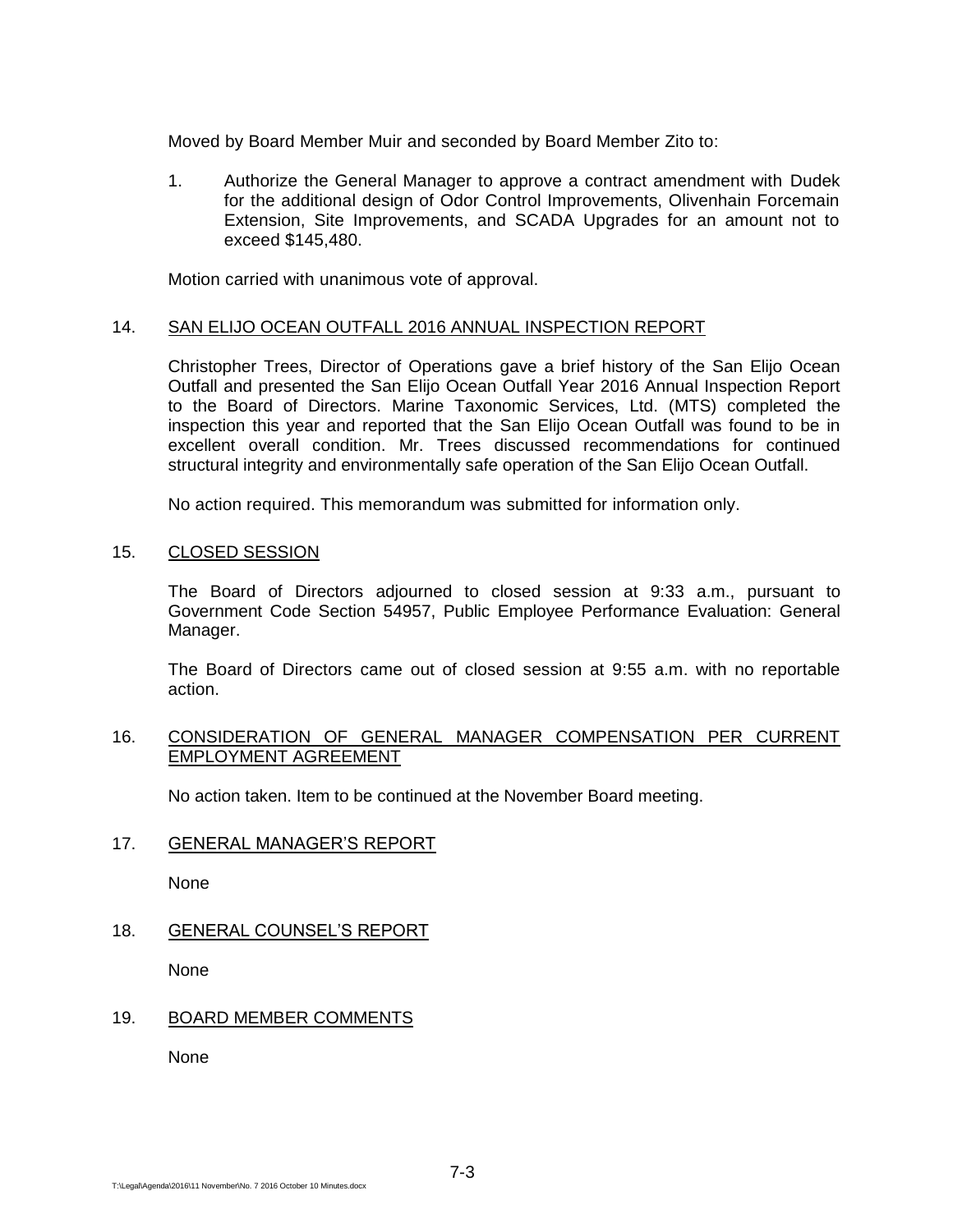Moved by Board Member Muir and seconded by Board Member Zito to:

1. Authorize the General Manager to approve a contract amendment with Dudek for the additional design of Odor Control Improvements, Olivenhain Forcemain Extension, Site Improvements, and SCADA Upgrades for an amount not to exceed $145,480.

Motion carried with unanimous vote of approval.

14. SAN ELIJO OCEAN OUTFALL 2016 ANNUAL INSPECTION REPORT

Christopher Trees, Director of Operations gave a brief history of the San Elijo Ocean Outfall and presented the San Elijo Ocean Outfall Year 2016 Annual Inspection Report to the Board of Directors. Marine Taxonomic Services, Ltd. (MTS) completed the inspection this year and reported that the San Elijo Ocean Outfall was found to be in excellent overall condition. Mr. Trees discussed recommendations for continued structural integrity and environmentally safe operation of the San Elijo Ocean Outfall.

No action required. This memorandum was submitted for information only.

15. CLOSED SESSION

The Board of Directors adjourned to closed session at 9:33 a.m., pursuant to Government Code Section 54957, Public Employee Performance Evaluation: General Manager.

The Board of Directors came out of closed session at 9:55 a.m. with no reportable action.

16. CONSIDERATION OF GENERAL MANAGER COMPENSATION PER CURRENT EMPLOYMENT AGREEMENT

No action taken. Item to be continued at the November Board meeting.

17. GENERAL MANAGER'S REPORT

None

18. GENERAL COUNSEL'S REPORT

None

19. BOARD MEMBER COMMENTS

None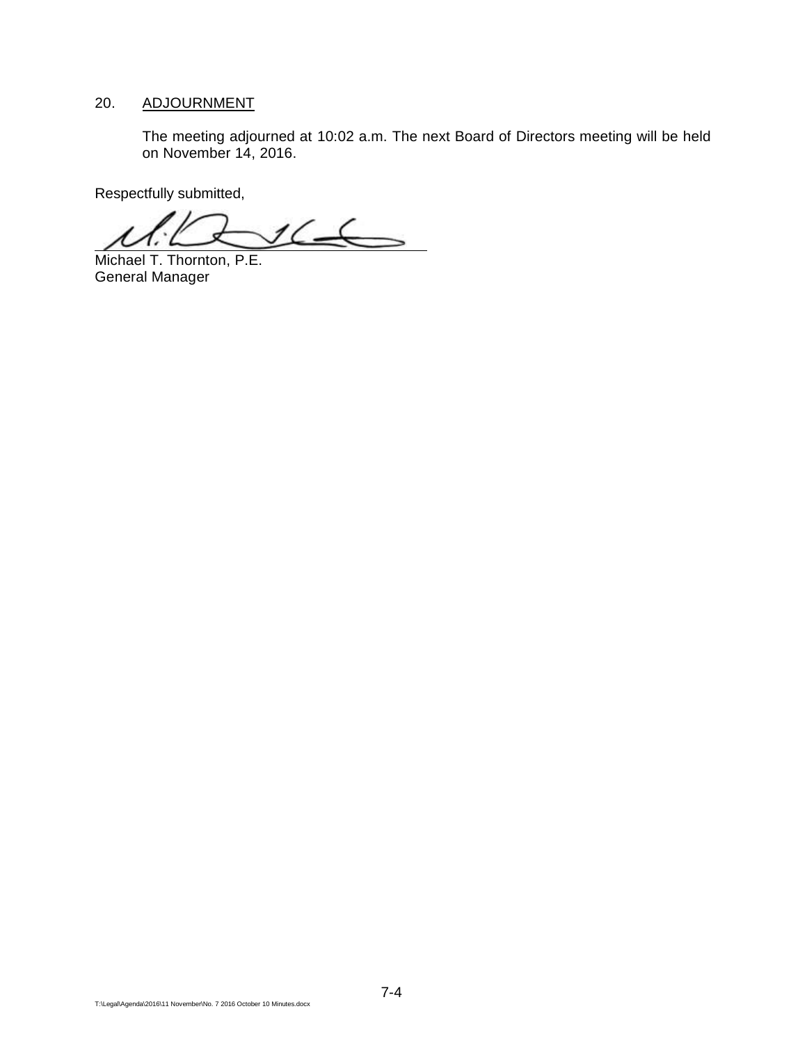20. <u>ADJOURNMENT</u>

The meeting adjourned at 10:02 a.m. The next Board of Directors meeting will be held on November 14, 2016.

Respectfully submitted,

Michael T. Thornton, P.E.
General Manager

T:\Legal\Agenda\2016\11 November\No. 7 2016 October 10 Minutes.docx